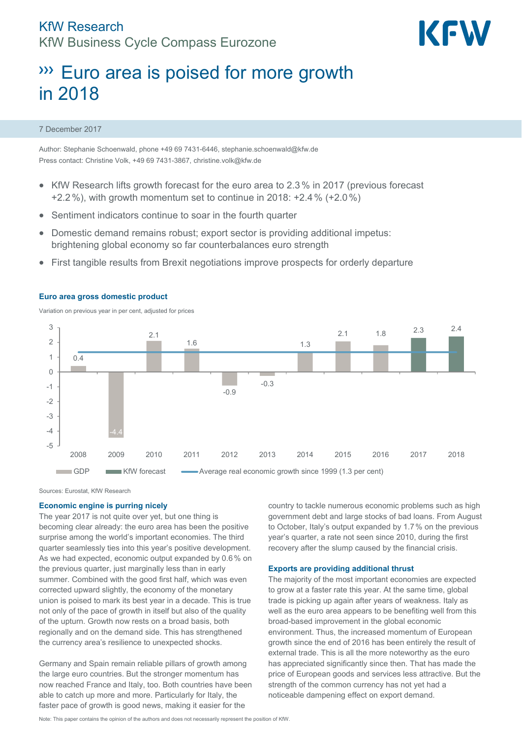KfW Research
KfW Business Cycle Compass Eurozone

# ››› Euro area is poised for more growth in 2018

7 December 2017

Author: Stephanie Schoenwald, phone +49 69 7431-6446, stephanie.schoenwald@kfw.de
Press contact: Christine Volk, +49 69 7431-3867, christine.volk@kfw.de

- KfW Research lifts growth forecast for the euro area to 2.3 % in 2017 (previous forecast +2.2 %), with growth momentum set to continue in 2018: +2.4 % (+2.0 %)
- Sentiment indicators continue to soar in the fourth quarter
- Domestic demand remains robust; export sector is providing additional impetus: brightening global economy so far counterbalances euro strength
- First tangible results from Brexit negotiations improve prospects for orderly departure

**Euro area gross domestic product**

Variation on previous year in per cent, adjusted for prices

| Year | GDP | KfW forecast |
|---|---|---|
| 2008 | 0.4 | |
| 2009 | -4.4 | |
| 2010 | 2.1 | |
| 2011 | 1.6 | |
| 2012 | -0.9 | |
| 2013 | -0.3 | |
| 2014 | 1.3 | |
| 2015 | 2.1 | |
| 2016 | 1.8 | |
| 2017 | | 2.3 |
| 2018 | | 2.4 |

Average real economic growth since 1999 (1.3 per cent)

Sources: Eurostat, KfW Research

### Economic engine is purring nicely

The year 2017 is not quite over yet, but one thing is becoming clear already: the euro area has been the positive surprise among the world's important economies. The third quarter seamlessly ties into this year's positive development. As we had expected, economic output expanded by 0.6 % on the previous quarter, just marginally less than in early summer. Combined with the good first half, which was even corrected upward slightly, the economy of the monetary union is poised to mark its best year in a decade. This is true not only of the pace of growth in itself but also of the quality of the upturn. Growth now rests on a broad basis, both regionally and on the demand side. This has strengthened the currency area's resilience to unexpected shocks.

Germany and Spain remain reliable pillars of growth among the large euro countries. But the stronger momentum has now reached France and Italy, too. Both countries have been able to catch up more and more. Particularly for Italy, the faster pace of growth is good news, making it easier for the country to tackle numerous economic problems such as high government debt and large stocks of bad loans. From August to October, Italy's output expanded by 1.7 % on the previous year's quarter, a rate not seen since 2010, during the first recovery after the slump caused by the financial crisis.

### Exports are providing additional thrust

The majority of the most important economies are expected to grow at a faster rate this year. At the same time, global trade is picking up again after years of weakness. Italy as well as the euro area appears to be benefiting well from this broad-based improvement in the global economic environment. Thus, the increased momentum of European growth since the end of 2016 has been entirely the result of external trade. This is all the more noteworthy as the euro has appreciated significantly since then. That has made the price of European goods and services less attractive. But the strength of the common currency has not yet had a noticeable dampening effect on export demand.

Note: This paper contains the opinion of the authors and does not necessarily represent the position of KfW.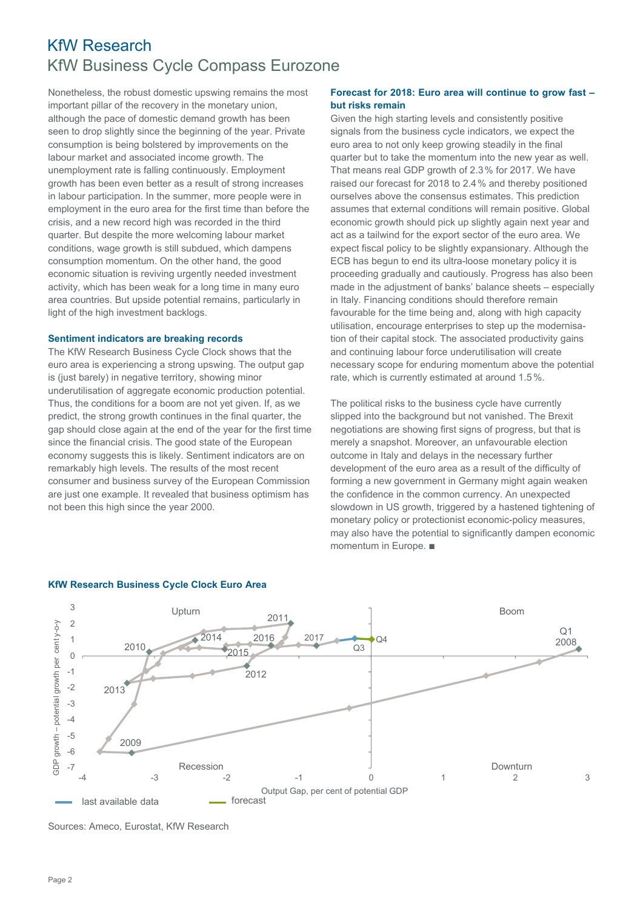Nonetheless, the robust domestic upswing remains the most important pillar of the recovery in the monetary union, although the pace of domestic demand growth has been seen to drop slightly since the beginning of the year. Private consumption is being bolstered by improvements on the labour market and associated income growth. The unemployment rate is falling continuously. Employment growth has been even better as a result of strong increases in labour participation. In the summer, more people were in employment in the euro area for the first time than before the crisis, and a new record high was recorded in the third quarter. But despite the more welcoming labour market conditions, wage growth is still subdued, which dampens consumption momentum. On the other hand, the good economic situation is reviving urgently needed investment activity, which has been weak for a long time in many euro area countries. But upside potential remains, particularly in light of the high investment backlogs.

**Sentiment indicators are breaking records**

The KfW Research Business Cycle Clock shows that the euro area is experiencing a strong upswing. The output gap is (just barely) in negative territory, showing minor underutilisation of aggregate economic production potential. Thus, the conditions for a boom are not yet given. If, as we predict, the strong growth continues in the final quarter, the gap should close again at the end of the year for the first time since the financial crisis. The good state of the European economy suggests this is likely. Sentiment indicators are on remarkably high levels. The results of the most recent consumer and business survey of the European Commission are just one example. It revealed that business optimism has not been this high since the year 2000.

**Forecast for 2018: Euro area will continue to grow fast – but risks remain**

Given the high starting levels and consistently positive signals from the business cycle indicators, we expect the euro area to not only keep growing steadily in the final quarter but to take the momentum into the new year as well. That means real GDP growth of 2.3 % for 2017. We have raised our forecast for 2018 to 2.4 % and thereby positioned ourselves above the consensus estimates. This prediction assumes that external conditions will remain positive. Global economic growth should pick up slightly again next year and act as a tailwind for the export sector of the euro area. We expect fiscal policy to be slightly expansionary. Although the ECB has begun to end its ultra-loose monetary policy it is proceeding gradually and cautiously. Progress has also been made in the adjustment of banks' balance sheets – especially in Italy. Financing conditions should therefore remain favourable for the time being and, along with high capacity utilisation, encourage enterprises to step up the modernisation of their capital stock. The associated productivity gains and continuing labour force underutilisation will create necessary scope for enduring momentum above the potential rate, which is currently estimated at around 1.5 %.

The political risks to the business cycle have currently slipped into the background but not vanished. The Brexit negotiations are showing first signs of progress, but that is merely a snapshot. Moreover, an unfavourable election outcome in Italy and delays in the necessary further development of the euro area as a result of the difficulty of forming a new government in Germany might again weaken the confidence in the common currency. An unexpected slowdown in US growth, triggered by a hastened tightening of monetary policy or protectionist economic-policy measures, may also have the potential to significantly dampen economic momentum in Europe. ■

**KfW Research Business Cycle Clock Euro Area**

Upturn

Boom

Recession

Downturn

Q1 2008

2009

2010

2011

2012

2013

2014

2015

2016

2017

Q3

Q4

GDP growth – potential growth per cent y-o-y

Output Gap, per cent of potential GDP

last available data

forecast

Sources: Ameco, Eurostat, KfW Research